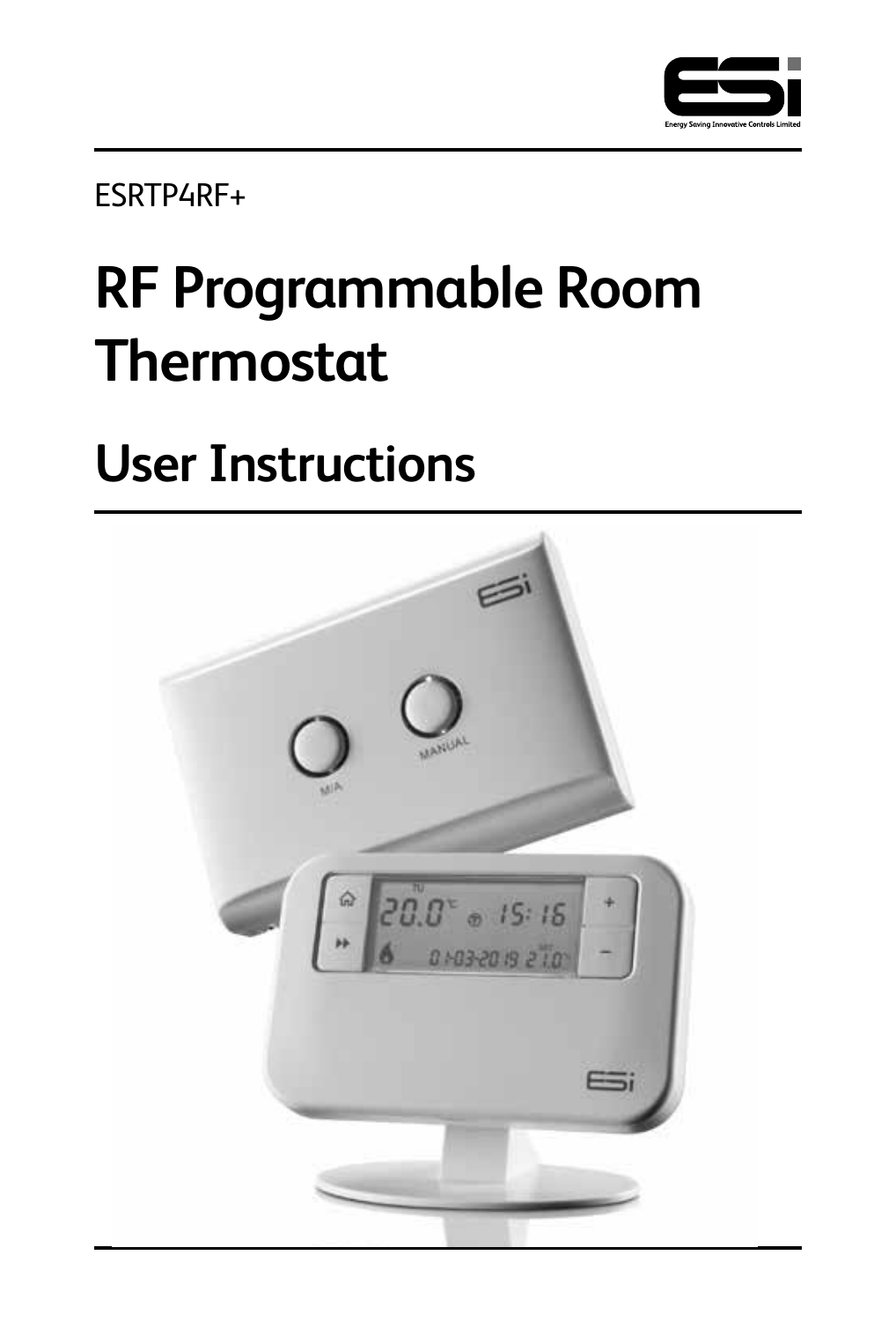ESRTP4RF+

# RF Programmable Room Thermostat

## User Instructions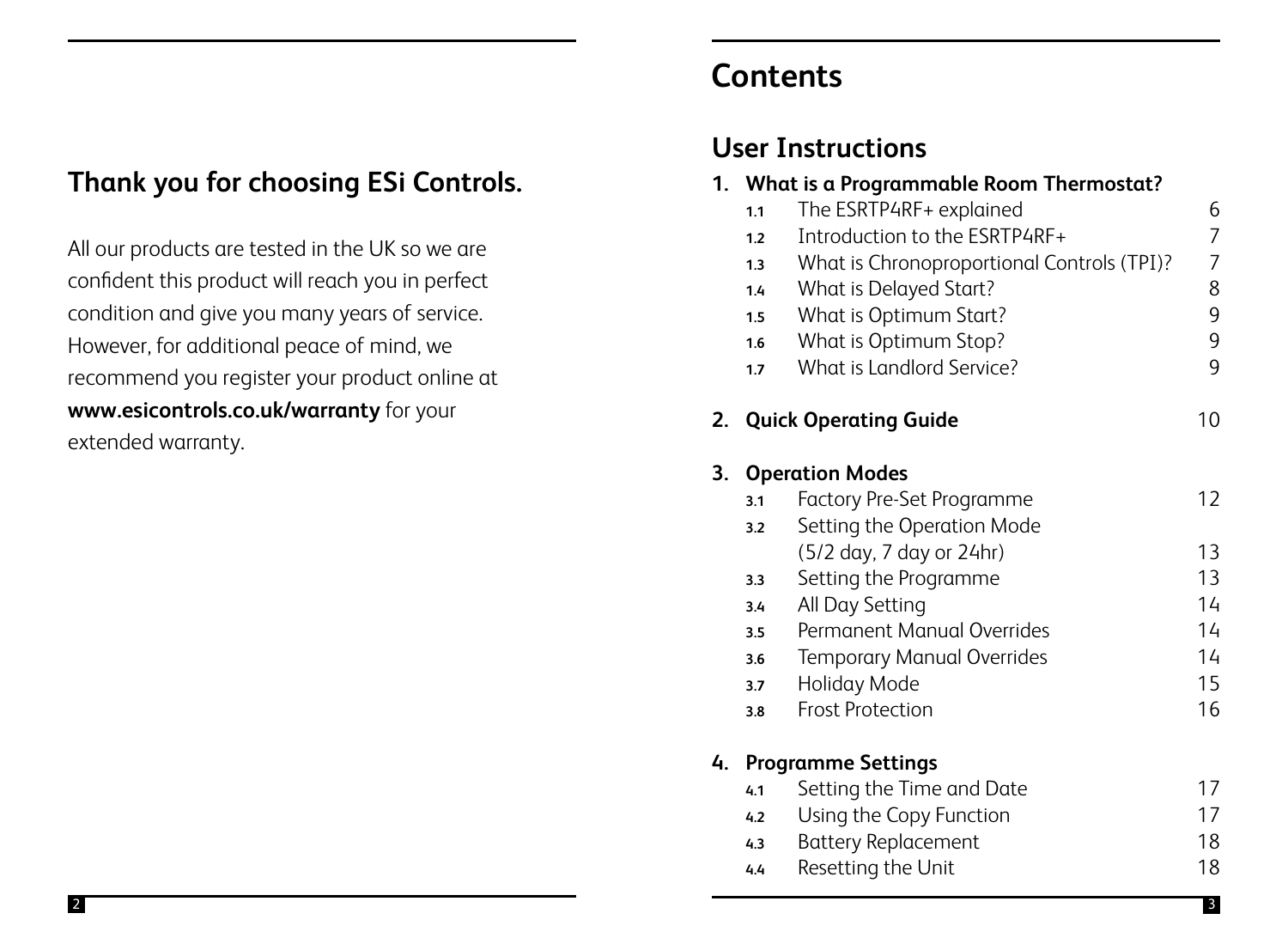## Thank you for choosing ESi Controls.

All our products are tested in the UK so we are confident this product will reach you in perfect condition and give you many years of service. However, for additional peace of mind, we recommend you register your product online at **www.esicontrols.co.uk/warranty** for your extended warranty.

# Contents

## User Instructions

**1. What is a Programmable Room Thermostat?**

| | | |
|---|---|---|
| 1.1 | The ESRTP4RF+ explained | 6 |
| 1.2 | Introduction to the ESRTP4RF+ | 7 |
| 1.3 | What is Chronoproportional Controls (TPI)? | 7 |
| 1.4 | What is Delayed Start? | 8 |
| 1.5 | What is Optimum Start? | 9 |
| 1.6 | What is Optimum Stop? | 9 |
| 1.7 | What is Landlord Service? | 9 |

**2. Quick Operating Guide** 10

**3. Operation Modes**

| | | |
|---|---|---|
| 3.1 | Factory Pre-Set Programme | 12 |
| 3.2 | Setting the Operation Mode (5/2 day, 7 day or 24hr) | 13 |
| 3.3 | Setting the Programme | 13 |
| 3.4 | All Day Setting | 14 |
| 3.5 | Permanent Manual Overrides | 14 |
| 3.6 | Temporary Manual Overrides | 14 |
| 3.7 | Holiday Mode | 15 |
| 3.8 | Frost Protection | 16 |

**4. Programme Settings**

| | | |
|---|---|---|
| 4.1 | Setting the Time and Date | 17 |
| 4.2 | Using the Copy Function | 17 |
| 4.3 | Battery Replacement | 18 |
| 4.4 | Resetting the Unit | 18 |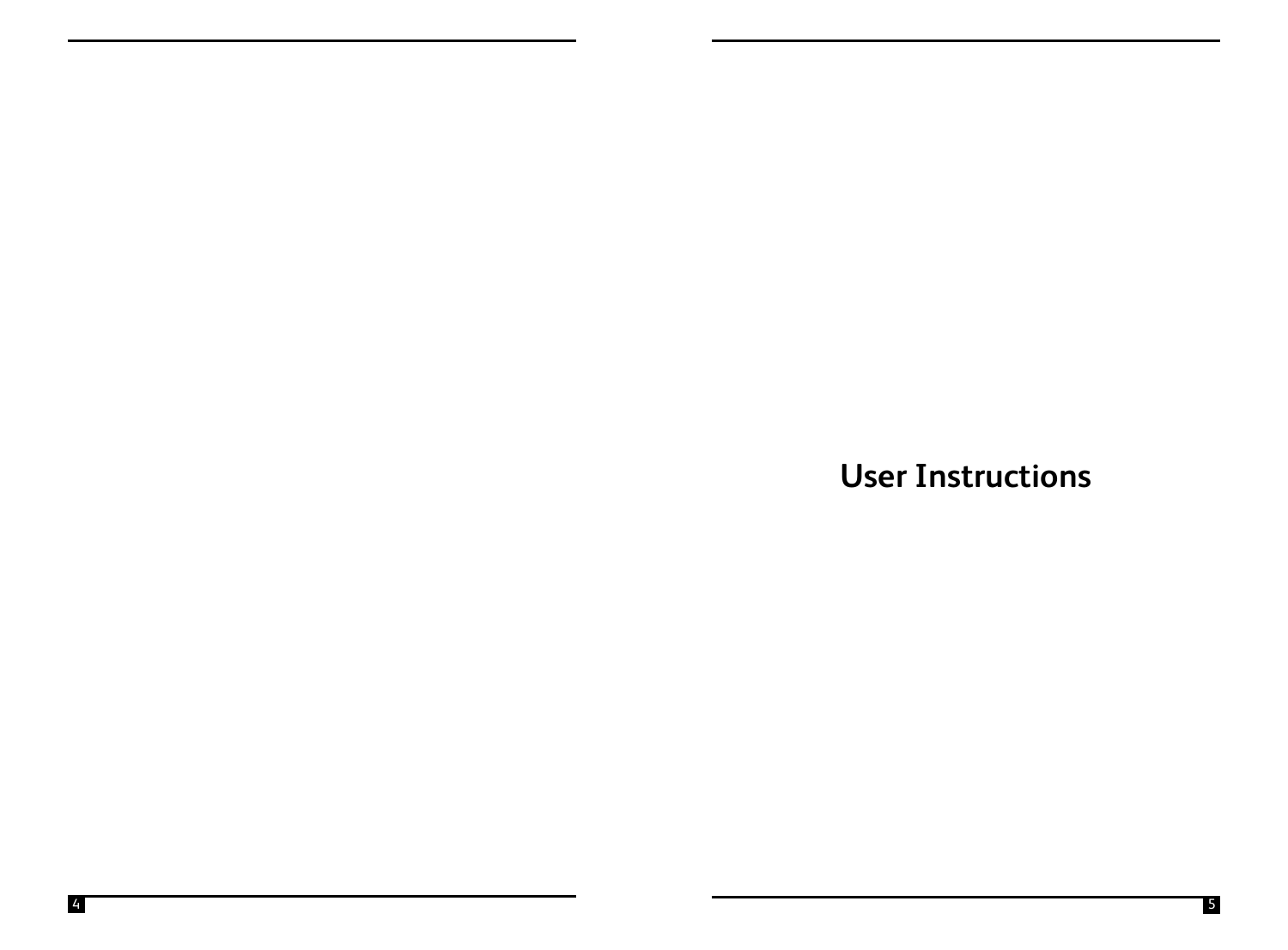# User Instructions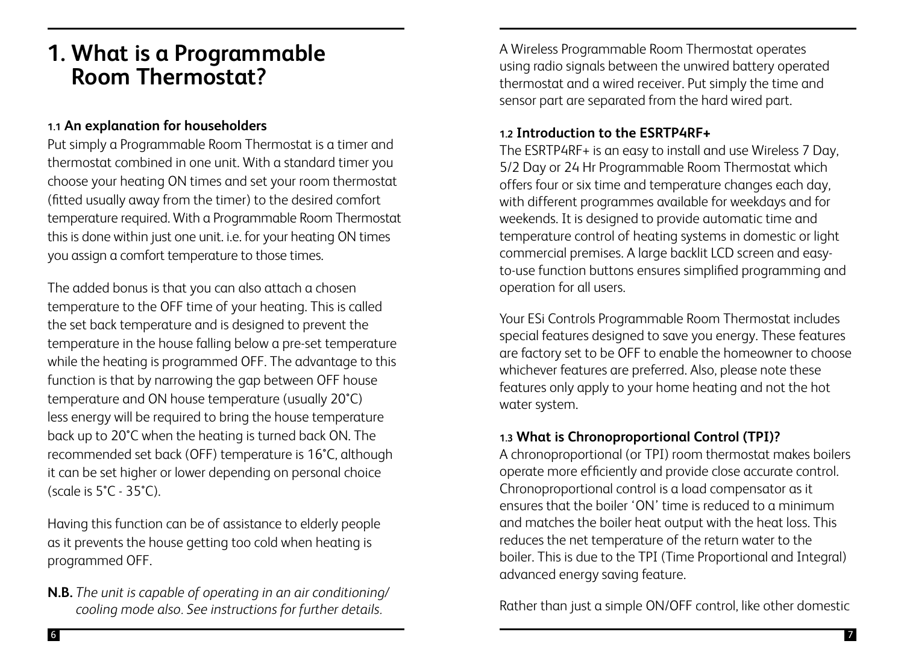# 1. What is a Programmable Room Thermostat?

### 1.1 An explanation for householders

Put simply a Programmable Room Thermostat is a timer and thermostat combined in one unit. With a standard timer you choose your heating ON times and set your room thermostat (fitted usually away from the timer) to the desired comfort temperature required. With a Programmable Room Thermostat this is done within just one unit. i.e. for your heating ON times you assign a comfort temperature to those times.

The added bonus is that you can also attach a chosen temperature to the OFF time of your heating. This is called the set back temperature and is designed to prevent the temperature in the house falling below a pre-set temperature while the heating is programmed OFF. The advantage to this function is that by narrowing the gap between OFF house temperature and ON house temperature (usually 20˚C) less energy will be required to bring the house temperature back up to 20˚C when the heating is turned back ON. The recommended set back (OFF) temperature is 16˚C, although it can be set higher or lower depending on personal choice (scale is 5˚C - 35˚C).

Having this function can be of assistance to elderly people as it prevents the house getting too cold when heating is programmed OFF.

**N.B.** *The unit is capable of operating in an air conditioning/ cooling mode also. See instructions for further details.*

A Wireless Programmable Room Thermostat operates using radio signals between the unwired battery operated thermostat and a wired receiver. Put simply the time and sensor part are separated from the hard wired part.

### 1.2 Introduction to the ESRTP4RF+

The ESRTP4RF+ is an easy to install and use Wireless 7 Day, 5/2 Day or 24 Hr Programmable Room Thermostat which offers four or six time and temperature changes each day, with different programmes available for weekdays and for weekends. It is designed to provide automatic time and temperature control of heating systems in domestic or light commercial premises. A large backlit LCD screen and easy-to-use function buttons ensures simplified programming and operation for all users.

Your ESi Controls Programmable Room Thermostat includes special features designed to save you energy. These features are factory set to be OFF to enable the homeowner to choose whichever features are preferred. Also, please note these features only apply to your home heating and not the hot water system.

### 1.3 What is Chronoproportional Control (TPI)?

A chronoproportional (or TPI) room thermostat makes boilers operate more efficiently and provide close accurate control. Chronoproportional control is a load compensator as it ensures that the boiler 'ON' time is reduced to a minimum and matches the boiler heat output with the heat loss. This reduces the net temperature of the return water to the boiler. This is due to the TPI (Time Proportional and Integral) advanced energy saving feature.

Rather than just a simple ON/OFF control, like other domestic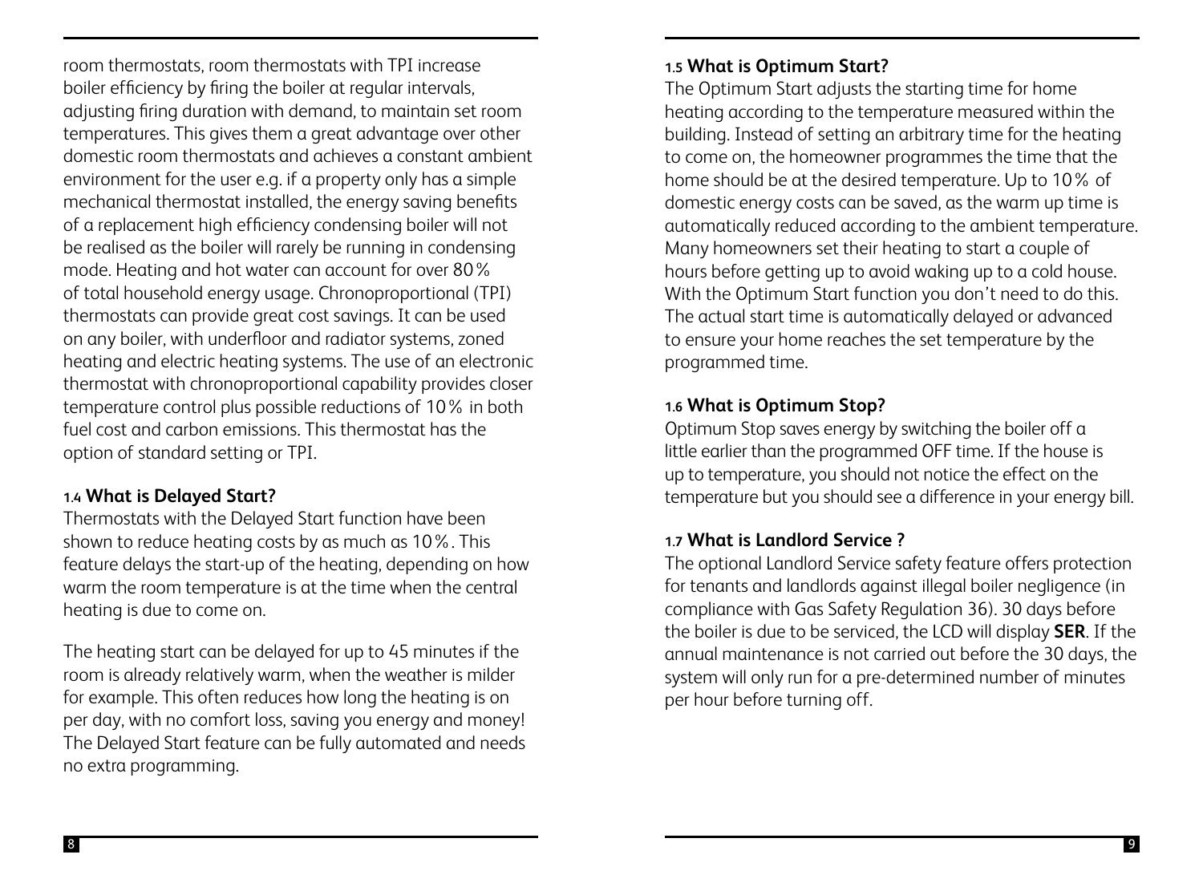room thermostats, room thermostats with TPI increase boiler efficiency by firing the boiler at regular intervals, adjusting firing duration with demand, to maintain set room temperatures. This gives them a great advantage over other domestic room thermostats and achieves a constant ambient environment for the user e.g. if a property only has a simple mechanical thermostat installed, the energy saving benefits of a replacement high efficiency condensing boiler will not be realised as the boiler will rarely be running in condensing mode. Heating and hot water can account for over 80% of total household energy usage. Chronoproportional (TPI) thermostats can provide great cost savings. It can be used on any boiler, with underfloor and radiator systems, zoned heating and electric heating systems. The use of an electronic thermostat with chronoproportional capability provides closer temperature control plus possible reductions of 10% in both fuel cost and carbon emissions. This thermostat has the option of standard setting or TPI.

### 1.4 What is Delayed Start?

Thermostats with the Delayed Start function have been shown to reduce heating costs by as much as 10%. This feature delays the start-up of the heating, depending on how warm the room temperature is at the time when the central heating is due to come on.

The heating start can be delayed for up to 45 minutes if the room is already relatively warm, when the weather is milder for example. This often reduces how long the heating is on per day, with no comfort loss, saving you energy and money! The Delayed Start feature can be fully automated and needs no extra programming.

### 1.5 What is Optimum Start?

The Optimum Start adjusts the starting time for home heating according to the temperature measured within the building. Instead of setting an arbitrary time for the heating to come on, the homeowner programmes the time that the home should be at the desired temperature. Up to 10% of domestic energy costs can be saved, as the warm up time is automatically reduced according to the ambient temperature. Many homeowners set their heating to start a couple of hours before getting up to avoid waking up to a cold house. With the Optimum Start function you don't need to do this. The actual start time is automatically delayed or advanced to ensure your home reaches the set temperature by the programmed time.

### 1.6 What is Optimum Stop?

Optimum Stop saves energy by switching the boiler off a little earlier than the programmed OFF time. If the house is up to temperature, you should not notice the effect on the temperature but you should see a difference in your energy bill.

### 1.7 What is Landlord Service ?

The optional Landlord Service safety feature offers protection for tenants and landlords against illegal boiler negligence (in compliance with Gas Safety Regulation 36). 30 days before the boiler is due to be serviced, the LCD will display **SER**. If the annual maintenance is not carried out before the 30 days, the system will only run for a pre-determined number of minutes per hour before turning off.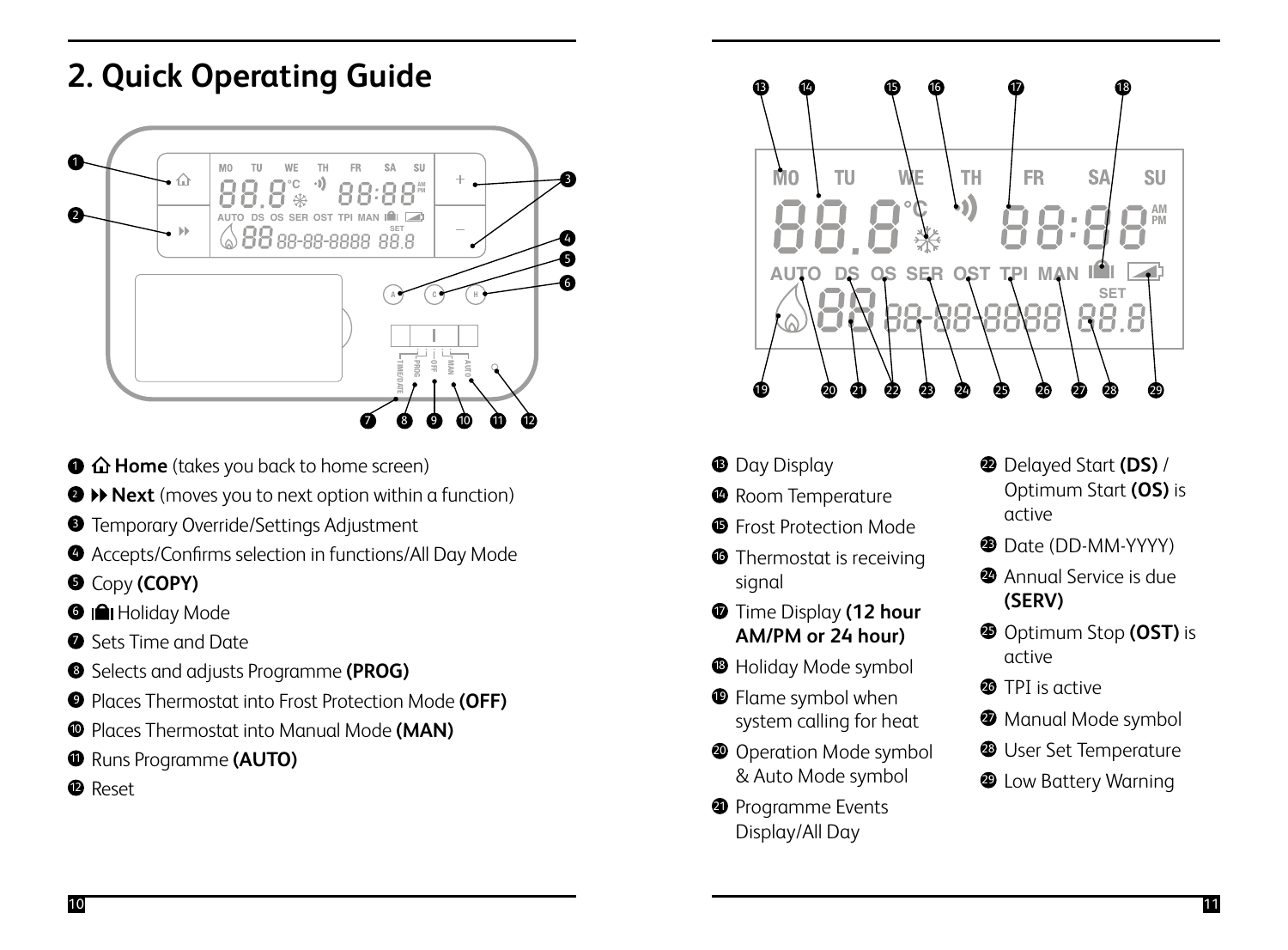## 2. Quick Operating Guide

1. Home (takes you back to home screen)
2. ▸▸ **Next** (moves you to next option within a function)
3. Temporary Override/Settings Adjustment
4. Accepts/Confirms selection in functions/All Day Mode
5. Copy **(COPY)**
6. Holiday Mode
7. Sets Time and Date
8. Selects and adjusts Programme **(PROG)**
9. Places Thermostat into Frost Protection Mode **(OFF)**
10. Places Thermostat into Manual Mode **(MAN)**
11. Runs Programme **(AUTO)**
12. Reset

13. Day Display
14. Room Temperature
15. Frost Protection Mode
16. Thermostat is receiving signal
17. Time Display **(12 hour AM/PM or 24 hour)**
18. Holiday Mode symbol
19. Flame symbol when system calling for heat
20. Operation Mode symbol & Auto Mode symbol
21. Programme Events Display/All Day
22. Delayed Start **(DS)** / Optimum Start **(OS)** is active
23. Date (DD-MM-YYYY)
24. Annual Service is due **(SERV)**
25. Optimum Stop **(OST)** is active
26. TPI is active
27. Manual Mode symbol
28. User Set Temperature
29. Low Battery Warning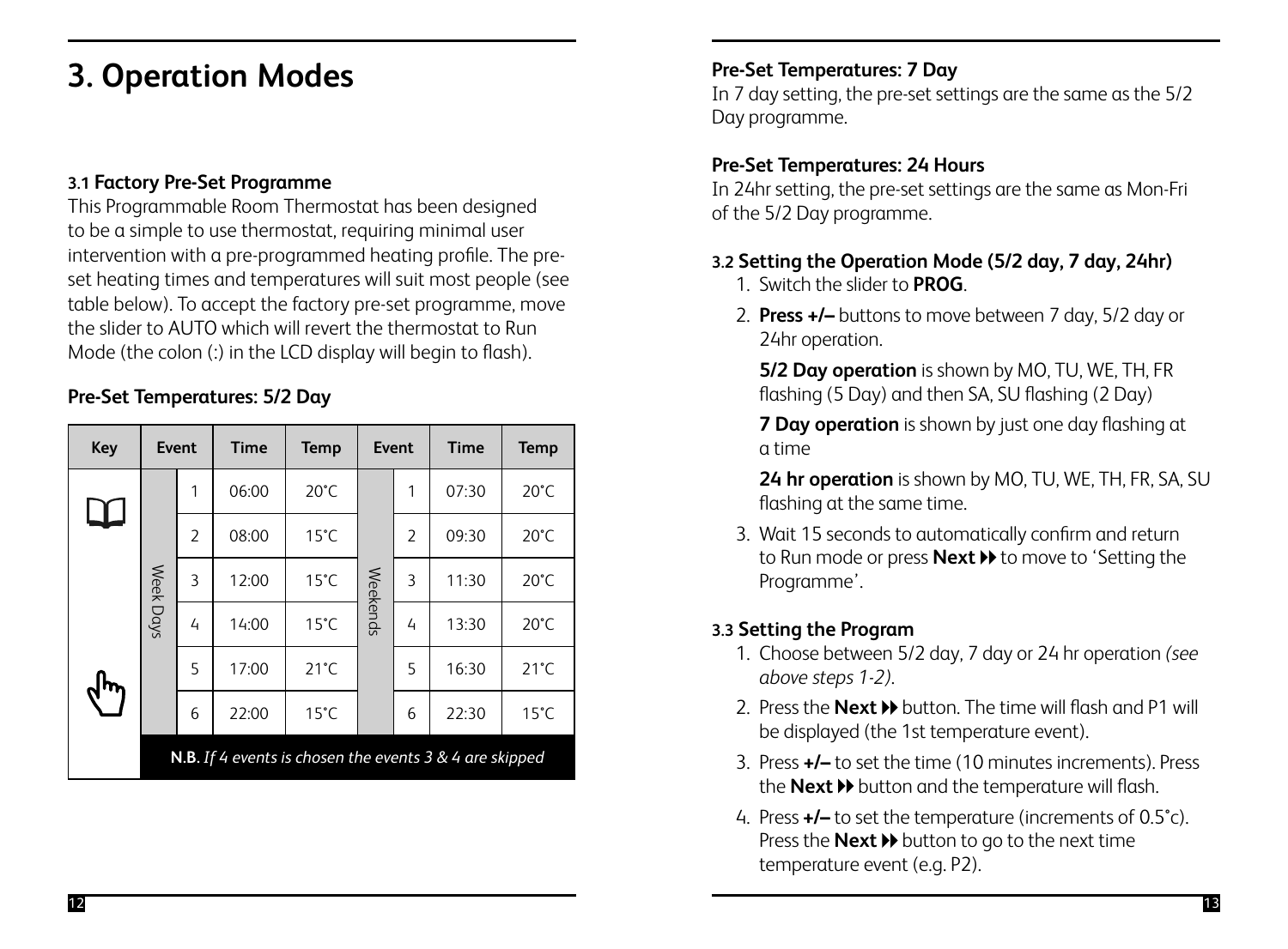# 3. Operation Modes

### 3.1 Factory Pre-Set Programme

This Programmable Room Thermostat has been designed to be a simple to use thermostat, requiring minimal user intervention with a pre-programmed heating profile. The pre-set heating times and temperatures will suit most people (see table below). To accept the factory pre-set programme, move the slider to AUTO which will revert the thermostat to Run Mode (the colon (:) in the LCD display will begin to flash).

**Pre-Set Temperatures: 5/2 Day**

| Key | Event | | Time | Temp | Event | | Time | Temp |
|---|---|---|---|---|---|---|---|---|
| | Week Days | 1 | 06:00 | 20°C | Weekends | 1 | 07:30 | 20°C |
| | | 2 | 08:00 | 15°C | | 2 | 09:30 | 20°C |
| | | 3 | 12:00 | 15°C | | 3 | 11:30 | 20°C |
| | | 4 | 14:00 | 15°C | | 4 | 13:30 | 20°C |
| | | 5 | 17:00 | 21°C | | 5 | 16:30 | 21°C |
| | | 6 | 22:00 | 15°C | | 6 | 22:30 | 15°C |
| | **N.B.** *If 4 events is chosen the events 3 & 4 are skipped* | | | | | | | |

**Pre-Set Temperatures: 7 Day**

In 7 day setting, the pre-set settings are the same as the 5/2 Day programme.

**Pre-Set Temperatures: 24 Hours**

In 24hr setting, the pre-set settings are the same as Mon-Fri of the 5/2 Day programme.

### 3.2 Setting the Operation Mode (5/2 day, 7 day, 24hr)

1. Switch the slider to **PROG**.
2. **Press +/–** buttons to move between 7 day, 5/2 day or 24hr operation.

   **5/2 Day operation** is shown by MO, TU, WE, TH, FR flashing (5 Day) and then SA, SU flashing (2 Day)

   **7 Day operation** is shown by just one day flashing at a time

   **24 hr operation** is shown by MO, TU, WE, TH, FR, SA, SU flashing at the same time.
3. Wait 15 seconds to automatically confirm and return to Run mode or press **Next ⏩** to move to 'Setting the Programme'.

### 3.3 Setting the Program

1. Choose between 5/2 day, 7 day or 24 hr operation *(see above steps 1-2)*.
2. Press the **Next ⏩** button. The time will flash and P1 will be displayed (the 1st temperature event).
3. Press **+/–** to set the time (10 minutes increments). Press the **Next ⏩** button and the temperature will flash.
4. Press **+/–** to set the temperature (increments of 0.5°c). Press the **Next ⏩** button to go to the next time temperature event (e.g. P2).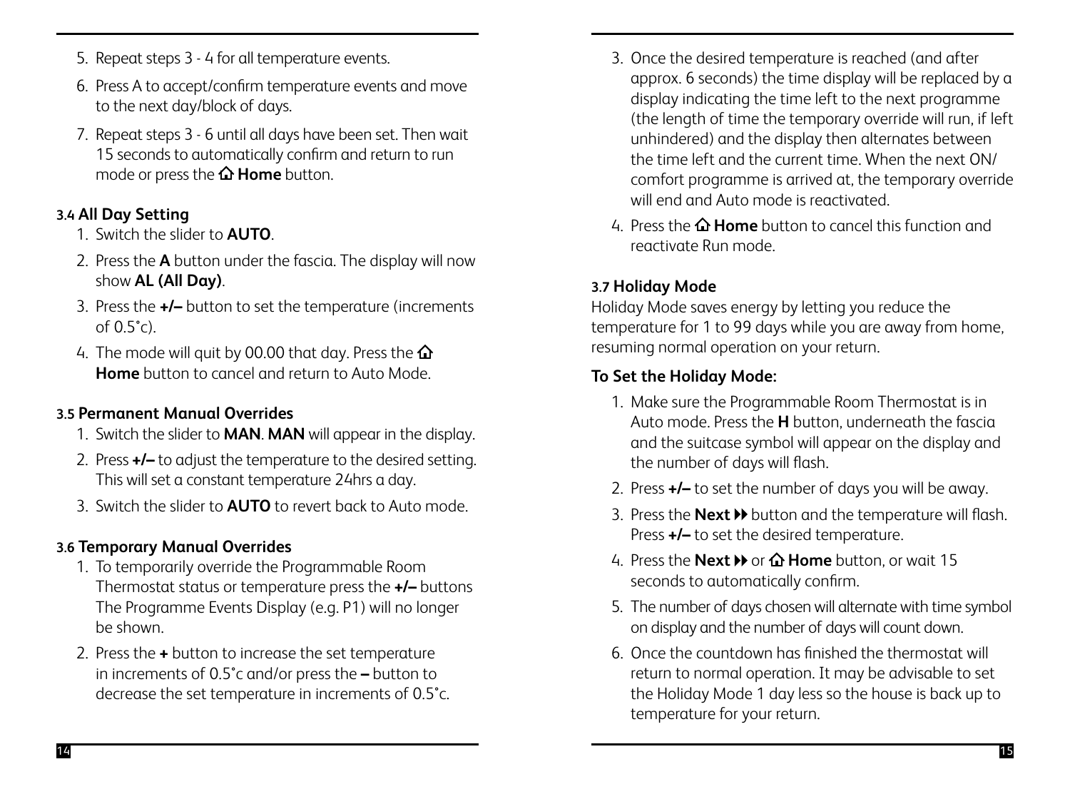5. Repeat steps 3 - 4 for all temperature events.
6. Press A to accept/confirm temperature events and move to the next day/block of days.
7. Repeat steps 3 - 6 until all days have been set. Then wait 15 seconds to automatically confirm and return to run mode or press the ⌂ **Home** button.

### 3.4 All Day Setting

1. Switch the slider to **AUTO**.
2. Press the **A** button under the fascia. The display will now show **AL (All Day)**.
3. Press the **+/–** button to set the temperature (increments of 0.5˚c).
4. The mode will quit by 00.00 that day. Press the ⌂ **Home** button to cancel and return to Auto Mode.

### 3.5 Permanent Manual Overrides

1. Switch the slider to **MAN**. **MAN** will appear in the display.
2. Press **+/–** to adjust the temperature to the desired setting. This will set a constant temperature 24hrs a day.
3. Switch the slider to **AUTO** to revert back to Auto mode.

### 3.6 Temporary Manual Overrides

1. To temporarily override the Programmable Room Thermostat status or temperature press the **+/–** buttons The Programme Events Display (e.g. P1) will no longer be shown.
2. Press the **+** button to increase the set temperature in increments of 0.5˚c and/or press the **–** button to decrease the set temperature in increments of 0.5˚c.
3. Once the desired temperature is reached (and after approx. 6 seconds) the time display will be replaced by a display indicating the time left to the next programme (the length of time the temporary override will run, if left unhindered) and the display then alternates between the time left and the current time. When the next ON/ comfort programme is arrived at, the temporary override will end and Auto mode is reactivated.
4. Press the ⌂ **Home** button to cancel this function and reactivate Run mode.

### 3.7 Holiday Mode

Holiday Mode saves energy by letting you reduce the temperature for 1 to 99 days while you are away from home, resuming normal operation on your return.

**To Set the Holiday Mode:**

1. Make sure the Programmable Room Thermostat is in Auto mode. Press the **H** button, underneath the fascia and the suitcase symbol will appear on the display and the number of days will flash.
2. Press **+/–** to set the number of days you will be away.
3. Press the **Next** ⏩ button and the temperature will flash. Press **+/–** to set the desired temperature.
4. Press the **Next** ⏩ or ⌂ **Home** button, or wait 15 seconds to automatically confirm.
5. The number of days chosen will alternate with time symbol on display and the number of days will count down.
6. Once the countdown has finished the thermostat will return to normal operation. It may be advisable to set the Holiday Mode 1 day less so the house is back up to temperature for your return.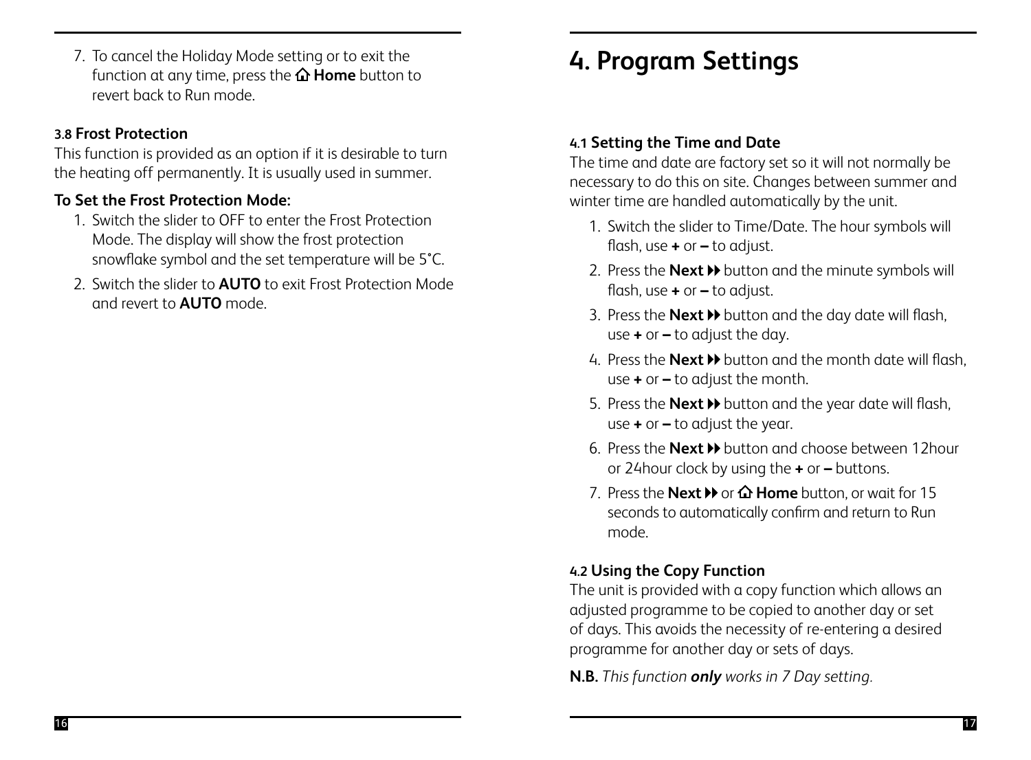7. To cancel the Holiday Mode setting or to exit the function at any time, press the ⌂ **Home** button to revert back to Run mode.

### 3.8 Frost Protection

This function is provided as an option if it is desirable to turn the heating off permanently. It is usually used in summer.

**To Set the Frost Protection Mode:**

1. Switch the slider to OFF to enter the Frost Protection Mode. The display will show the frost protection snowflake symbol and the set temperature will be 5˚C.
2. Switch the slider to **AUTO** to exit Frost Protection Mode and revert to **AUTO** mode.

# 4. Program Settings

### 4.1 Setting the Time and Date

The time and date are factory set so it will not normally be necessary to do this on site. Changes between summer and winter time are handled automatically by the unit.

1. Switch the slider to Time/Date. The hour symbols will flash, use **+** or **–** to adjust.
2. Press the **Next** ⏩ button and the minute symbols will flash, use **+** or **–** to adjust.
3. Press the **Next** ⏩ button and the day date will flash, use **+** or **–** to adjust the day.
4. Press the **Next** ⏩ button and the month date will flash, use **+** or **–** to adjust the month.
5. Press the **Next** ⏩ button and the year date will flash, use **+** or **–** to adjust the year.
6. Press the **Next** ⏩ button and choose between 12hour or 24hour clock by using the **+** or **–** buttons.
7. Press the **Next** ⏩ or ⌂ **Home** button, or wait for 15 seconds to automatically confirm and return to Run mode.

### 4.2 Using the Copy Function

The unit is provided with a copy function which allows an adjusted programme to be copied to another day or set of days. This avoids the necessity of re-entering a desired programme for another day or sets of days.

**N.B.** *This function **only** works in 7 Day setting.*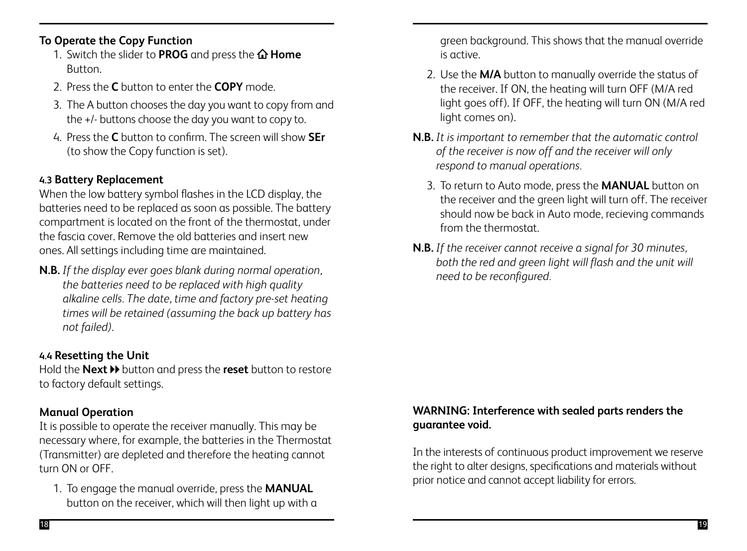### To Operate the Copy Function

1. Switch the slider to **PROG** and press the ⌂ **Home** Button.
2. Press the **C** button to enter the **COPY** mode.
3. The A button chooses the day you want to copy from and the +/- buttons choose the day you want to copy to.
4. Press the **C** button to confirm. The screen will show **SEr** (to show the Copy function is set).

### 4.3 Battery Replacement

When the low battery symbol flashes in the LCD display, the batteries need to be replaced as soon as possible. The battery compartment is located on the front of the thermostat, under the fascia cover. Remove the old batteries and insert new ones. All settings including time are maintained.

**N.B.** *If the display ever goes blank during normal operation, the batteries need to be replaced with high quality alkaline cells. The date, time and factory pre-set heating times will be retained (assuming the back up battery has not failed).*

### 4.4 Resetting the Unit

Hold the **Next ⏩** button and press the **reset** button to restore to factory default settings.

### Manual Operation

It is possible to operate the receiver manually. This may be necessary where, for example, the batteries in the Thermostat (Transmitter) are depleted and therefore the heating cannot turn ON or OFF.

1. To engage the manual override, press the **MANUAL** button on the receiver, which will then light up with a green background. This shows that the manual override is active.
2. Use the **M/A** button to manually override the status of the receiver. If ON, the heating will turn OFF (M/A red light goes off). If OFF, the heating will turn ON (M/A red light comes on).

**N.B.** *It is important to remember that the automatic control of the receiver is now off and the receiver will only respond to manual operations.*

3. To return to Auto mode, press the **MANUAL** button on the receiver and the green light will turn off. The receiver should now be back in Auto mode, recieving commands from the thermostat.

**N.B.** *If the receiver cannot receive a signal for 30 minutes, both the red and green light will flash and the unit will need to be reconfigured.*

**WARNING: Interference with sealed parts renders the guarantee void.**

In the interests of continuous product improvement we reserve the right to alter designs, specifications and materials without prior notice and cannot accept liability for errors.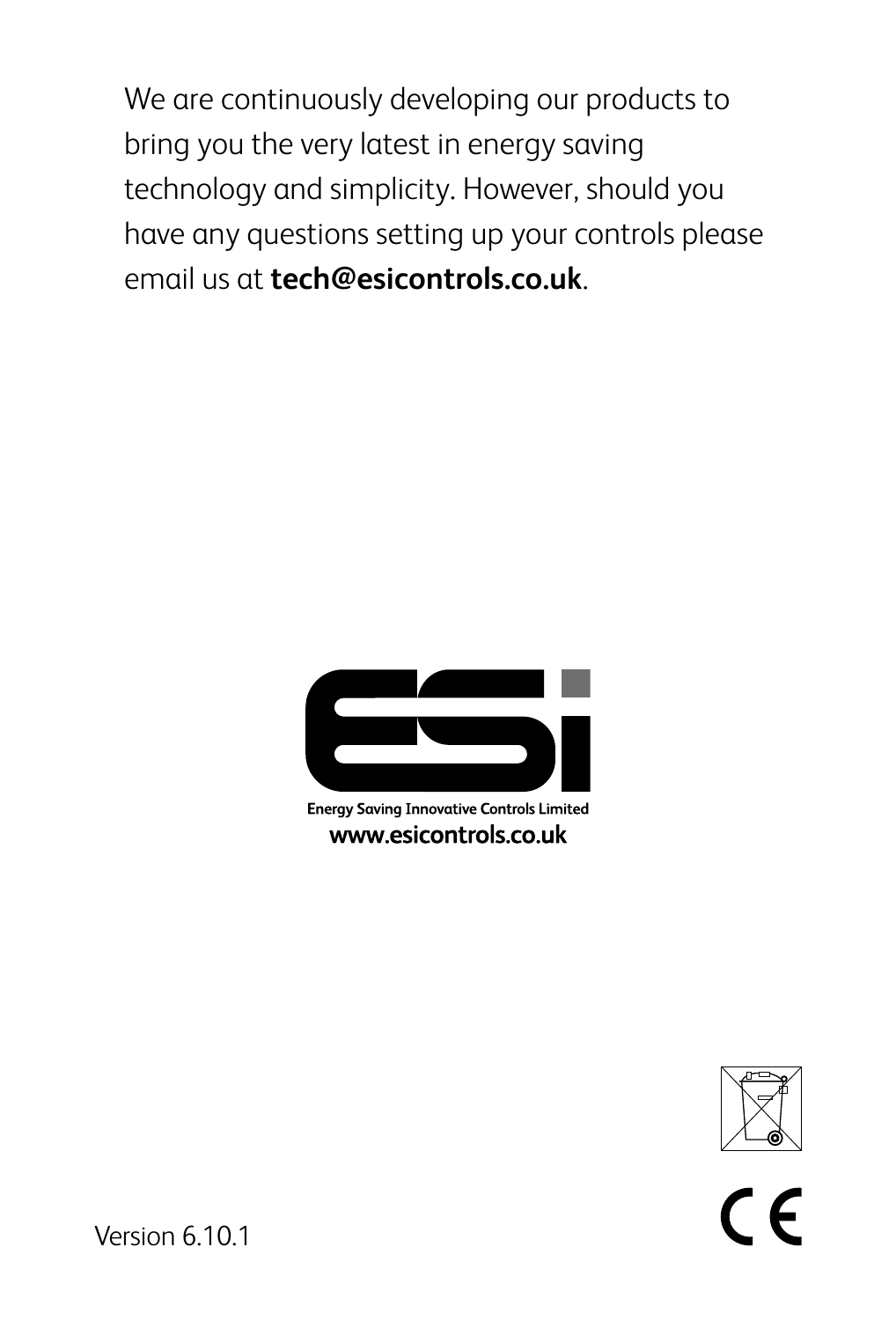We are continuously developing our products to bring you the very latest in energy saving technology and simplicity. However, should you have any questions setting up your controls please email us at **tech@esicontrols.co.uk**.

Energy Saving Innovative Controls Limited

**www.esicontrols.co.uk**

Version 6.10.1